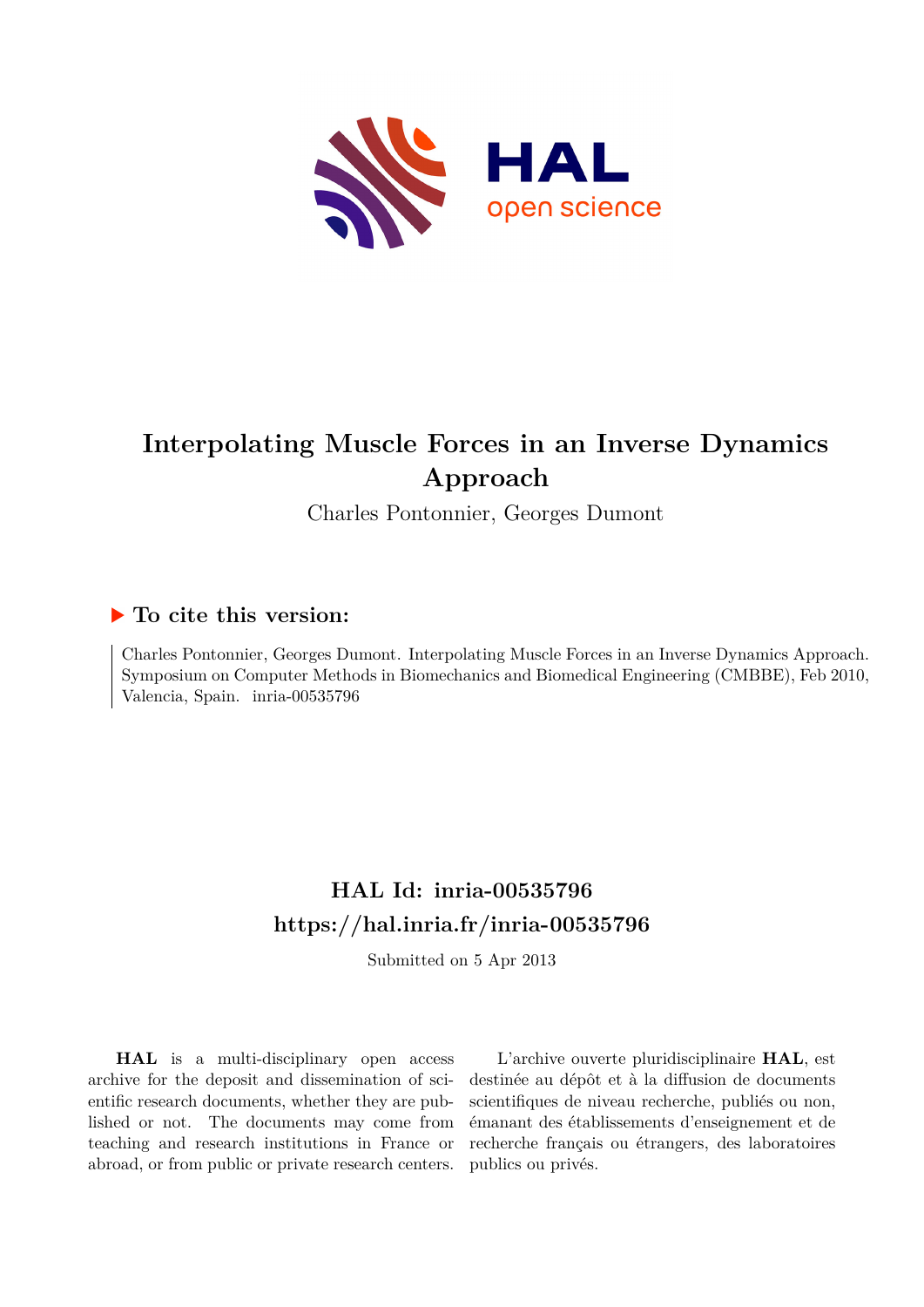# Interpolating Muscle Forces in an Inverse Dynamics Approach

Charles Pontonnier, Georges Dumont

## ▶ To cite this version:

Charles Pontonnier, Georges Dumont. Interpolating Muscle Forces in an Inverse Dynamics Approach. Symposium on Computer Methods in Biomechanics and Biomedical Engineering (CMBBE), Feb 2010, Valencia, Spain. inria-00535796

## HAL Id: inria-00535796

## https://hal.inria.fr/inria-00535796

Submitted on 5 Apr 2013

**HAL** is a multi-disciplinary open access archive for the deposit and dissemination of scientific research documents, whether they are published or not. The documents may come from teaching and research institutions in France or abroad, or from public or private research centers.

L'archive ouverte pluridisciplinaire **HAL**, est destinée au dépôt et à la diffusion de documents scientifiques de niveau recherche, publiés ou non, émanant des établissements d'enseignement et de recherche français ou étrangers, des laboratoires publics ou privés.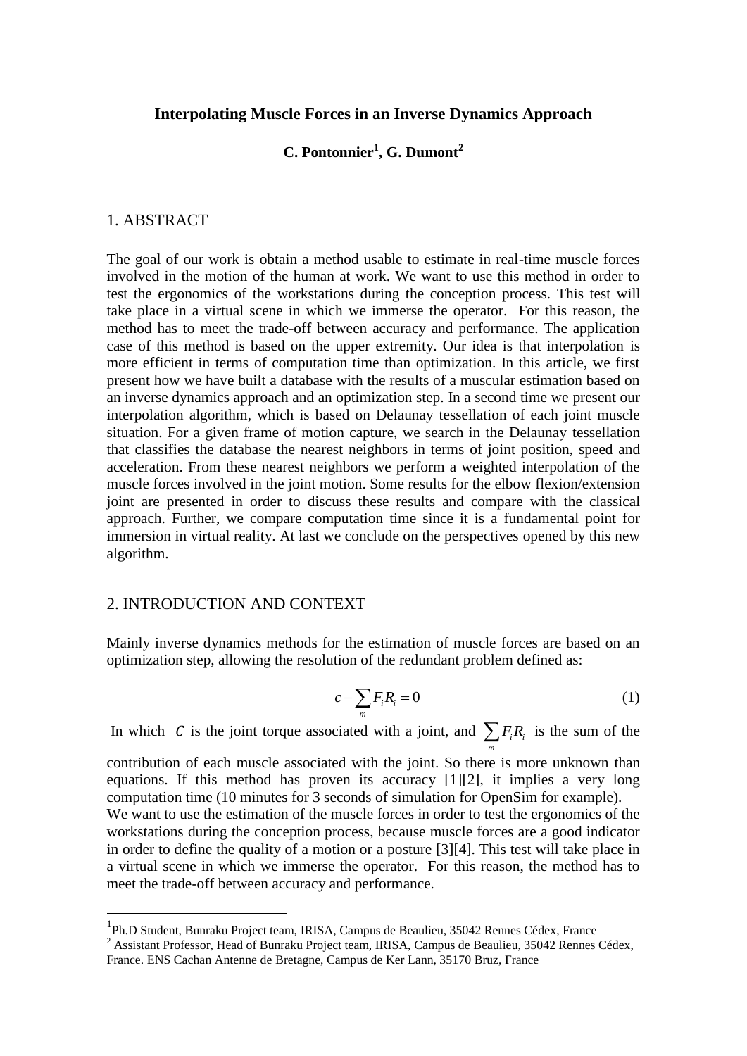## Interpolating Muscle Forces in an Inverse Dynamics Approach

**C. Pontonnier[1], G. Dumont[2]**

## 1. ABSTRACT

The goal of our work is obtain a method usable to estimate in real-time muscle forces involved in the motion of the human at work. We want to use this method in order to test the ergonomics of the workstations during the conception process. This test will take place in a virtual scene in which we immerse the operator. For this reason, the method has to meet the trade-off between accuracy and performance. The application case of this method is based on the upper extremity. Our idea is that interpolation is more efficient in terms of computation time than optimization. In this article, we first present how we have built a database with the results of a muscular estimation based on an inverse dynamics approach and an optimization step. In a second time we present our interpolation algorithm, which is based on Delaunay tessellation of each joint muscle situation. For a given frame of motion capture, we search in the Delaunay tessellation that classifies the database the nearest neighbors in terms of joint position, speed and acceleration. From these nearest neighbors we perform a weighted interpolation of the muscle forces involved in the joint motion. Some results for the elbow flexion/extension joint are presented in order to discuss these results and compare with the classical approach. Further, we compare computation time since it is a fundamental point for immersion in virtual reality. At last we conclude on the perspectives opened by this new algorithm.

## 2. INTRODUCTION AND CONTEXT

Mainly inverse dynamics methods for the estimation of muscle forces are based on an optimization step, allowing the resolution of the redundant problem defined as:

$$c - \sum_{m} F_i R_i = 0 \qquad (1)$$

In which $C$ is the joint torque associated with a joint, and $\sum_{m} F_i R_i$ is the sum of the contribution of each muscle associated with the joint. So there is more unknown than equations. If this method has proven its accuracy [1][2], it implies a very long computation time (10 minutes for 3 seconds of simulation for OpenSim for example).

We want to use the estimation of the muscle forces in order to test the ergonomics of the workstations during the conception process, because muscle forces are a good indicator in order to define the quality of a motion or a posture [3][4]. This test will take place in a virtual scene in which we immerse the operator. For this reason, the method has to meet the trade-off between accuracy and performance.

---

[1] Ph.D Student, Bunraku Project team, IRISA, Campus de Beaulieu, 35042 Rennes Cédex, France

[2] Assistant Professor, Head of Bunraku Project team, IRISA, Campus de Beaulieu, 35042 Rennes Cédex, France. ENS Cachan Antenne de Bretagne, Campus de Ker Lann, 35170 Bruz, France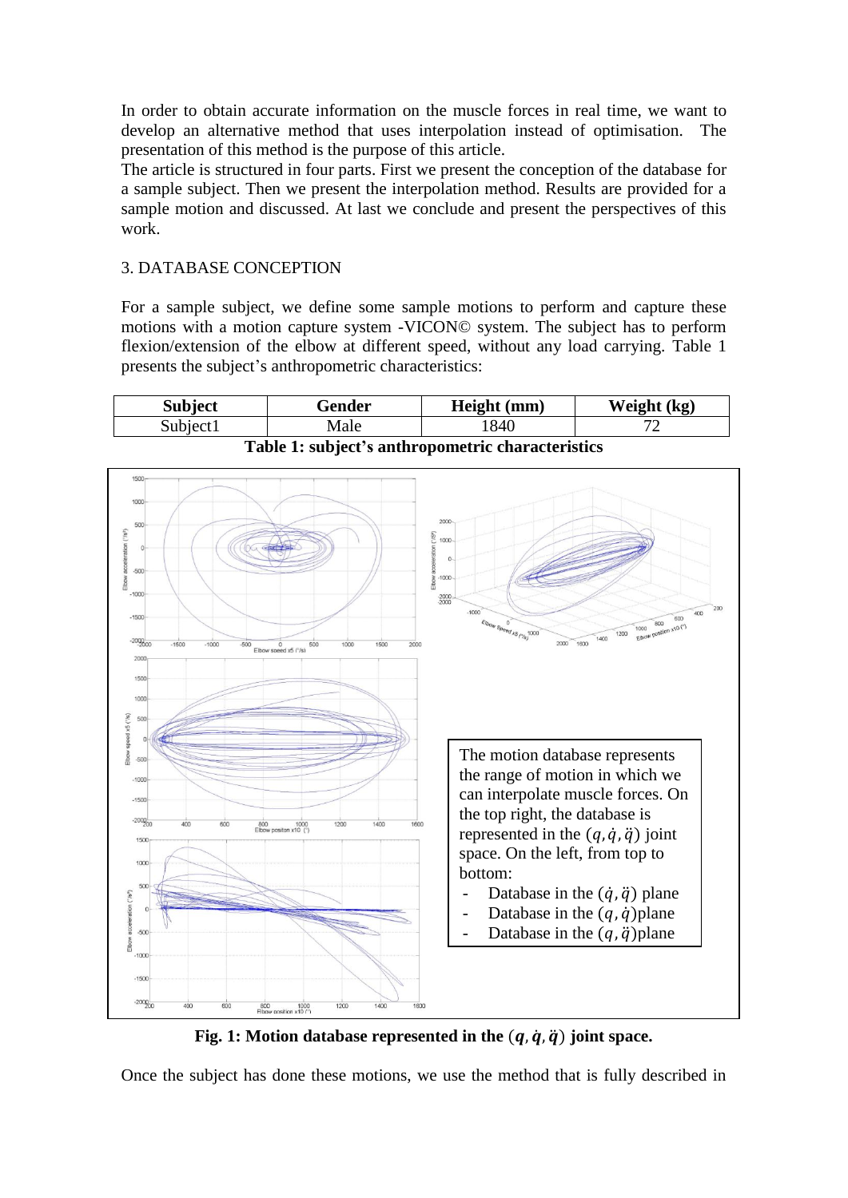In order to obtain accurate information on the muscle forces in real time, we want to develop an alternative method that uses interpolation instead of optimisation. The presentation of this method is the purpose of this article.

The article is structured in four parts. First we present the conception of the database for a sample subject. Then we present the interpolation method. Results are provided for a sample motion and discussed. At last we conclude and present the perspectives of this work.

## 3. DATABASE CONCEPTION

For a sample subject, we define some sample motions to perform and capture these motions with a motion capture system -VICON© system. The subject has to perform flexion/extension of the elbow at different speed, without any load carrying. Table 1 presents the subject's anthropometric characteristics:

| Subject | Gender | Height (mm) | Weight (kg) |
|---|---|---|---|
| Subject1 | Male | 1840 | 72 |

**Table 1: subject's anthropometric characteristics**

The motion database represents the range of motion in which we can interpolate muscle forces. On the top right, the database is represented in the $(q, \dot{q}, \ddot{q})$ joint space. On the left, from top to bottom:

- Database in the $(\dot{q}, \ddot{q})$ plane
- Database in the $(q, \dot{q})$plane
- Database in the $(q, \ddot{q})$plane

**Fig. 1: Motion database represented in the $(q, \dot{q}, \ddot{q})$ joint space.**

Once the subject has done these motions, we use the method that is fully described in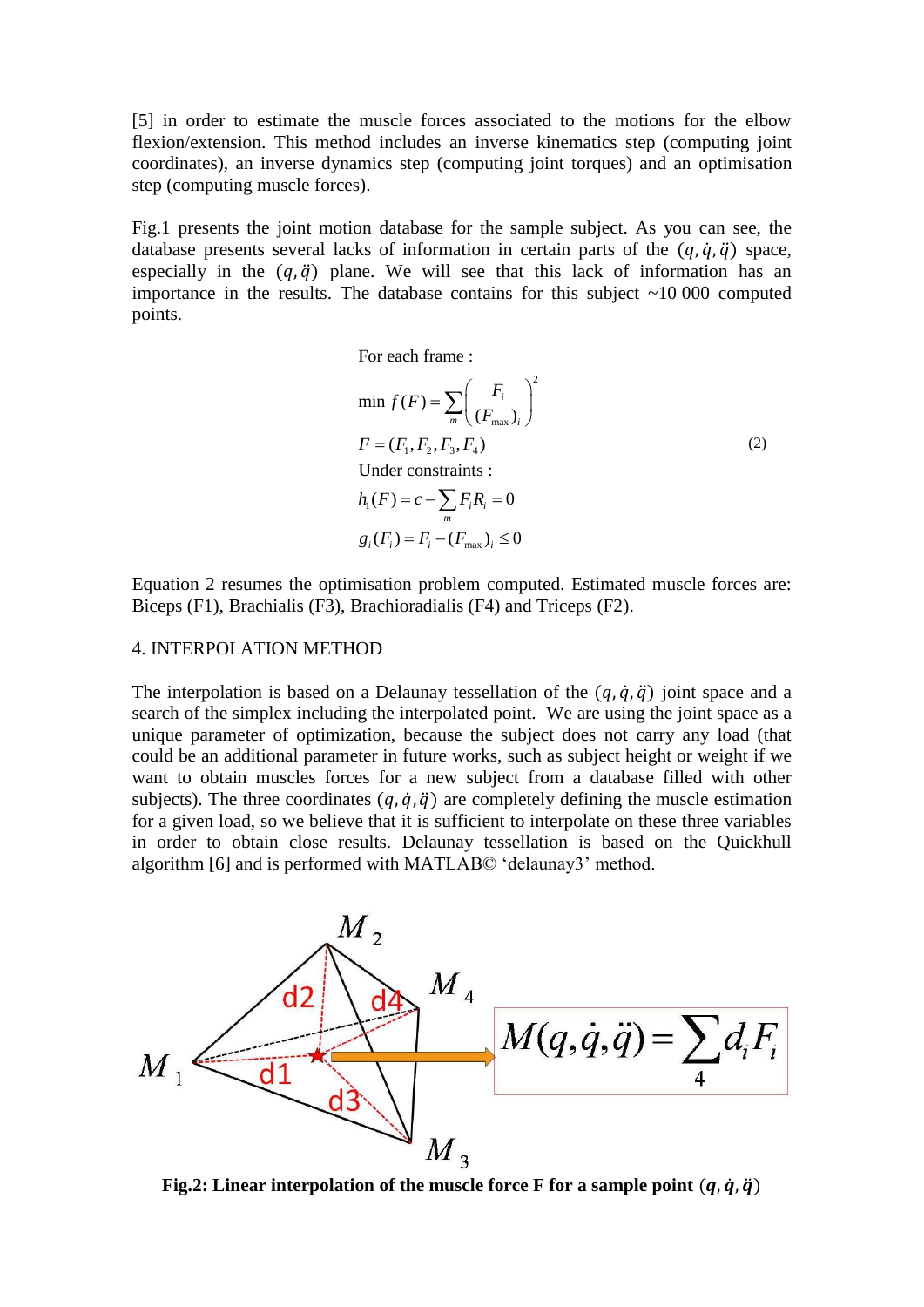[5] in order to estimate the muscle forces associated to the motions for the elbow flexion/extension. This method includes an inverse kinematics step (computing joint coordinates), an inverse dynamics step (computing joint torques) and an optimisation step (computing muscle forces).

Fig.1 presents the joint motion database for the sample subject. As you can see, the database presents several lacks of information in certain parts of the $(q,\dot{q},\ddot{q})$ space, especially in the $(q,\ddot{q})$ plane. We will see that this lack of information has an importance in the results. The database contains for this subject ~10 000 computed points.

$$
\begin{aligned}
&\text{For each frame :}\\
&\min f(F) = \sum_{m}\left(\frac{F_i}{(F_{\max})_i}\right)^2\\
&F = (F_1, F_2, F_3, F_4)\\
&\text{Under constraints :}\\
&h_1(F) = c - \sum_{m} F_i R_i = 0\\
&g_i(F_i) = F_i - (F_{\max})_i \leq 0
\end{aligned}
\tag{2}
$$

Equation 2 resumes the optimisation problem computed. Estimated muscle forces are: Biceps (F1), Brachialis (F3), Brachioradialis (F4) and Triceps (F2).

## 4. INTERPOLATION METHOD

The interpolation is based on a Delaunay tessellation of the $(q,\dot{q},\ddot{q})$ joint space and a search of the simplex including the interpolated point. We are using the joint space as a unique parameter of optimization, because the subject does not carry any load (that could be an additional parameter in future works, such as subject height or weight if we want to obtain muscles forces for a new subject from a database filled with other subjects). The three coordinates $(q,\dot{q},\ddot{q})$ are completely defining the muscle estimation for a given load, so we believe that it is sufficient to interpolate on these three variables in order to obtain close results. Delaunay tessellation is based on the Quickhull algorithm [6] and is performed with MATLAB© 'delaunay3' method.

$$M(q,\dot{q},\ddot{q}) = \sum_{4} d_i F_i$$

**Fig.2: Linear interpolation of the muscle force F for a sample point $(q,\dot{q},\ddot{q})$**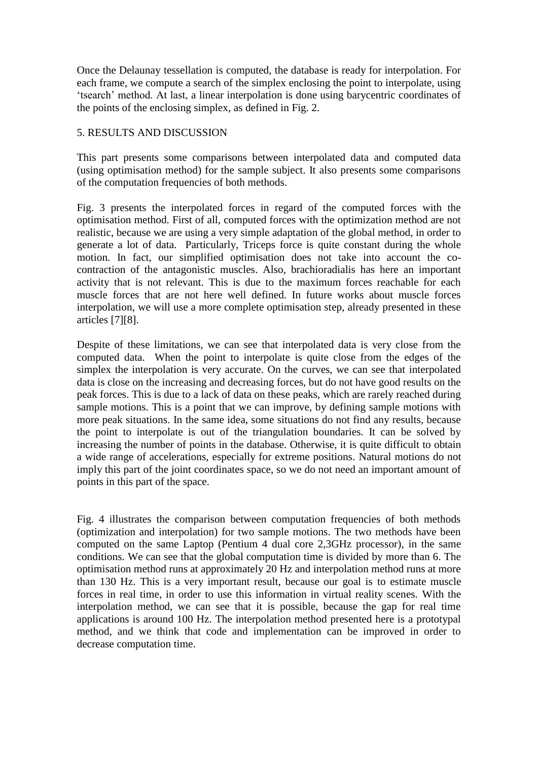Once the Delaunay tessellation is computed, the database is ready for interpolation. For each frame, we compute a search of the simplex enclosing the point to interpolate, using 'tsearch' method. At last, a linear interpolation is done using barycentric coordinates of the points of the enclosing simplex, as defined in Fig. 2.

## 5. RESULTS AND DISCUSSION

This part presents some comparisons between interpolated data and computed data (using optimisation method) for the sample subject. It also presents some comparisons of the computation frequencies of both methods.

Fig. 3 presents the interpolated forces in regard of the computed forces with the optimisation method. First of all, computed forces with the optimization method are not realistic, because we are using a very simple adaptation of the global method, in order to generate a lot of data. Particularly, Triceps force is quite constant during the whole motion. In fact, our simplified optimisation does not take into account the co-contraction of the antagonistic muscles. Also, brachioradialis has here an important activity that is not relevant. This is due to the maximum forces reachable for each muscle forces that are not here well defined. In future works about muscle forces interpolation, we will use a more complete optimisation step, already presented in these articles [7][8].

Despite of these limitations, we can see that interpolated data is very close from the computed data. When the point to interpolate is quite close from the edges of the simplex the interpolation is very accurate. On the curves, we can see that interpolated data is close on the increasing and decreasing forces, but do not have good results on the peak forces. This is due to a lack of data on these peaks, which are rarely reached during sample motions. This is a point that we can improve, by defining sample motions with more peak situations. In the same idea, some situations do not find any results, because the point to interpolate is out of the triangulation boundaries. It can be solved by increasing the number of points in the database. Otherwise, it is quite difficult to obtain a wide range of accelerations, especially for extreme positions. Natural motions do not imply this part of the joint coordinates space, so we do not need an important amount of points in this part of the space.

Fig. 4 illustrates the comparison between computation frequencies of both methods (optimization and interpolation) for two sample motions. The two methods have been computed on the same Laptop (Pentium 4 dual core 2,3GHz processor), in the same conditions. We can see that the global computation time is divided by more than 6. The optimisation method runs at approximately 20 Hz and interpolation method runs at more than 130 Hz. This is a very important result, because our goal is to estimate muscle forces in real time, in order to use this information in virtual reality scenes. With the interpolation method, we can see that it is possible, because the gap for real time applications is around 100 Hz. The interpolation method presented here is a prototypal method, and we think that code and implementation can be improved in order to decrease computation time.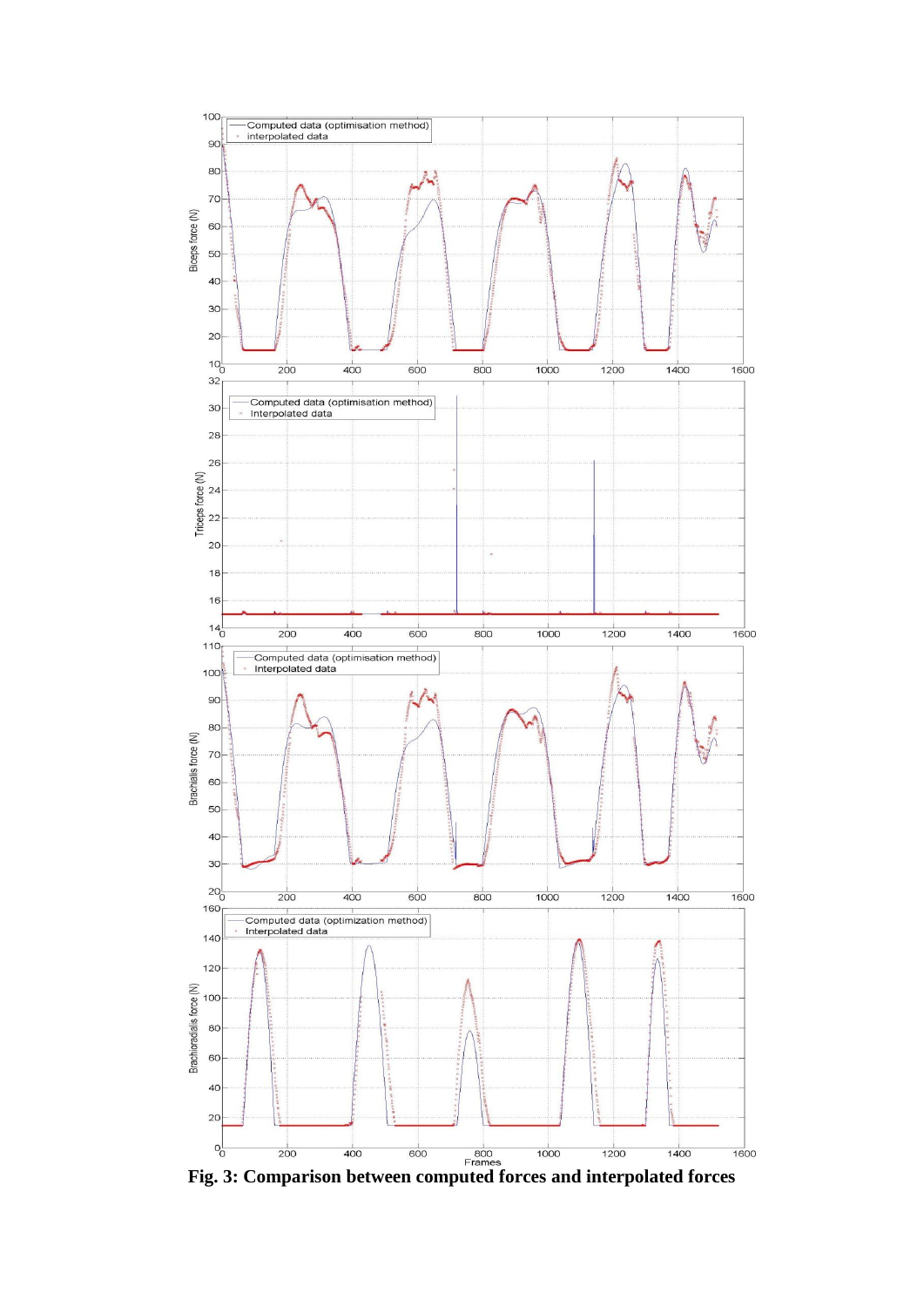**Fig. 3: Comparison between computed forces and interpolated forces**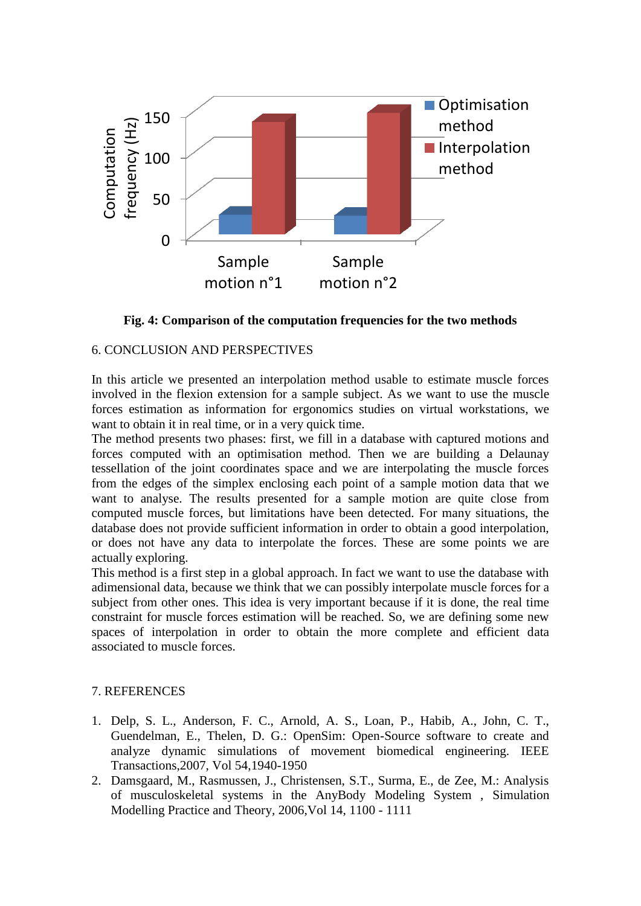**Fig. 4: Comparison of the computation frequencies for the two methods**

## 6. CONCLUSION AND PERSPECTIVES

In this article we presented an interpolation method usable to estimate muscle forces involved in the flexion extension for a sample subject. As we want to use the muscle forces estimation as information for ergonomics studies on virtual workstations, we want to obtain it in real time, or in a very quick time.

The method presents two phases: first, we fill in a database with captured motions and forces computed with an optimisation method. Then we are building a Delaunay tessellation of the joint coordinates space and we are interpolating the muscle forces from the edges of the simplex enclosing each point of a sample motion data that we want to analyse. The results presented for a sample motion are quite close from computed muscle forces, but limitations have been detected. For many situations, the database does not provide sufficient information in order to obtain a good interpolation, or does not have any data to interpolate the forces. These are some points we are actually exploring.

This method is a first step in a global approach. In fact we want to use the database with adimensional data, because we think that we can possibly interpolate muscle forces for a subject from other ones. This idea is very important because if it is done, the real time constraint for muscle forces estimation will be reached. So, we are defining some new spaces of interpolation in order to obtain the more complete and efficient data associated to muscle forces.

## 7. REFERENCES

1. Delp, S. L., Anderson, F. C., Arnold, A. S., Loan, P., Habib, A., John, C. T., Guendelman, E., Thelen, D. G.: OpenSim: Open-Source software to create and analyze dynamic simulations of movement biomedical engineering. IEEE Transactions,2007, Vol 54,1940-1950
2. Damsgaard, M., Rasmussen, J., Christensen, S.T., Surma, E., de Zee, M.: Analysis of musculoskeletal systems in the AnyBody Modeling System , Simulation Modelling Practice and Theory, 2006,Vol 14, 1100 - 1111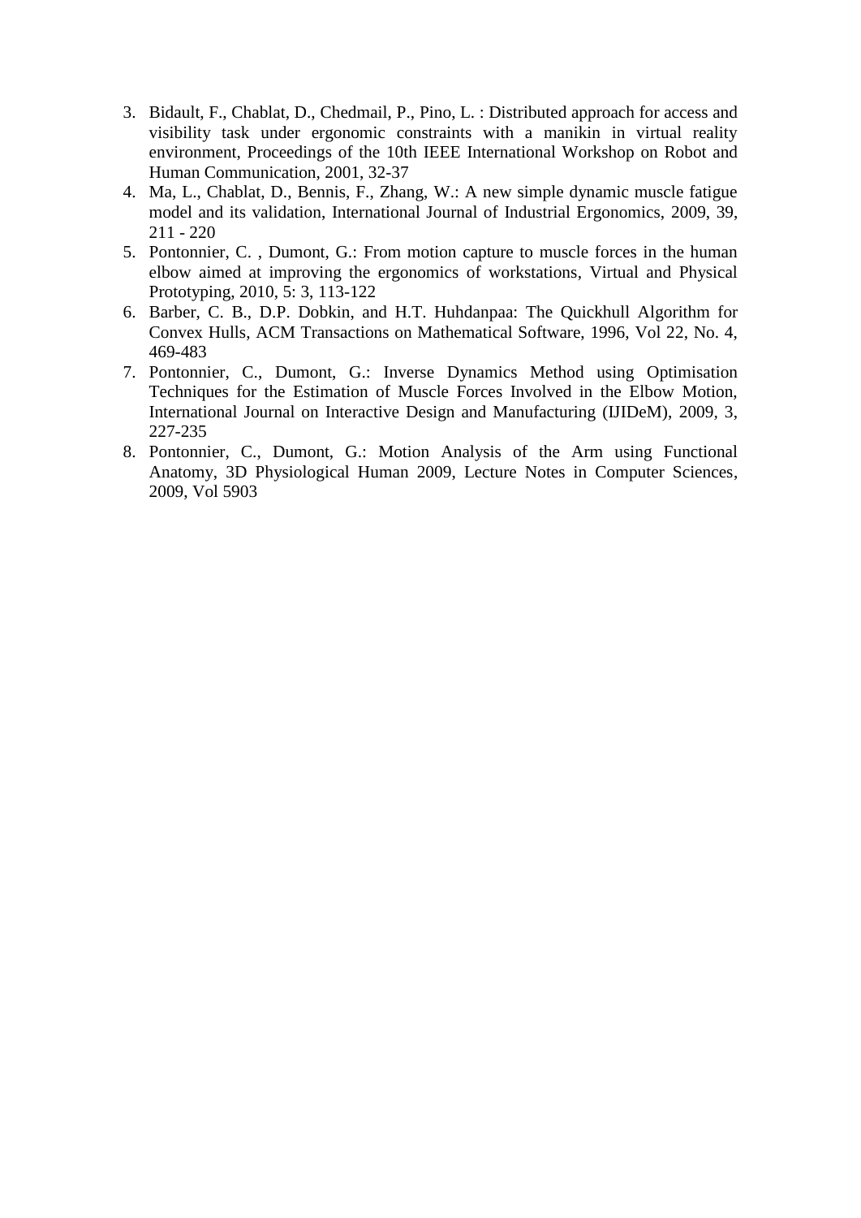3. Bidault, F., Chablat, D., Chedmail, P., Pino, L. : Distributed approach for access and visibility task under ergonomic constraints with a manikin in virtual reality environment, Proceedings of the 10th IEEE International Workshop on Robot and Human Communication, 2001, 32-37
4. Ma, L., Chablat, D., Bennis, F., Zhang, W.: A new simple dynamic muscle fatigue model and its validation, International Journal of Industrial Ergonomics, 2009, 39, 211 - 220
5. Pontonnier, C. , Dumont, G.: From motion capture to muscle forces in the human elbow aimed at improving the ergonomics of workstations, Virtual and Physical Prototyping, 2010, 5: 3, 113-122
6. Barber, C. B., D.P. Dobkin, and H.T. Huhdanpaa: The Quickhull Algorithm for Convex Hulls, ACM Transactions on Mathematical Software, 1996, Vol 22, No. 4, 469-483
7. Pontonnier, C., Dumont, G.: Inverse Dynamics Method using Optimisation Techniques for the Estimation of Muscle Forces Involved in the Elbow Motion, International Journal on Interactive Design and Manufacturing (IJIDeM), 2009, 3, 227-235
8. Pontonnier, C., Dumont, G.: Motion Analysis of the Arm using Functional Anatomy, 3D Physiological Human 2009, Lecture Notes in Computer Sciences, 2009, Vol 5903